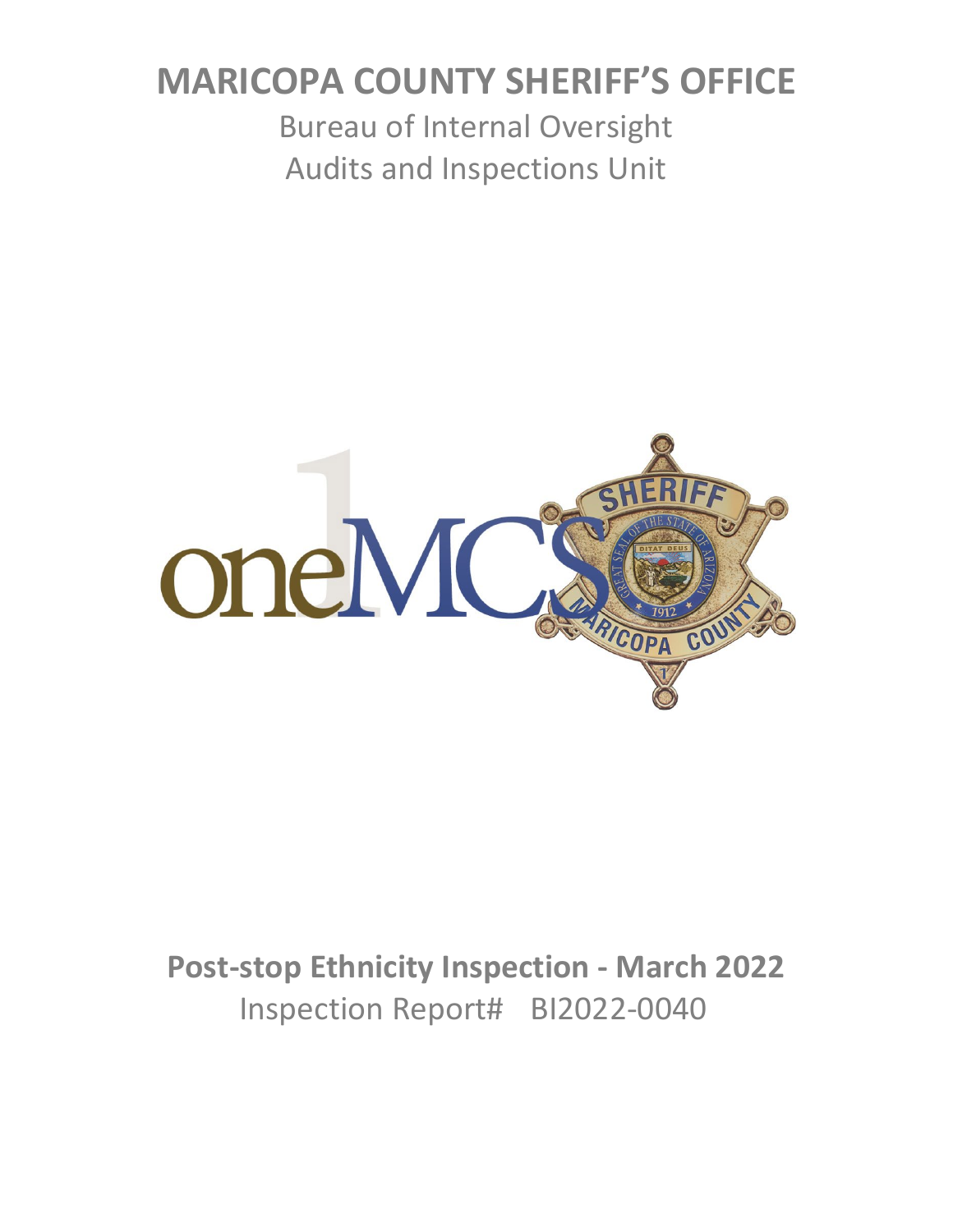# MARICOPA COUNTY SHERIFF'S OFFICE

Bureau of Internal Oversight

Audits and Inspections Unit

## Post-stop Ethnicity Inspection - March 2022

Inspection Report# BI2022-0040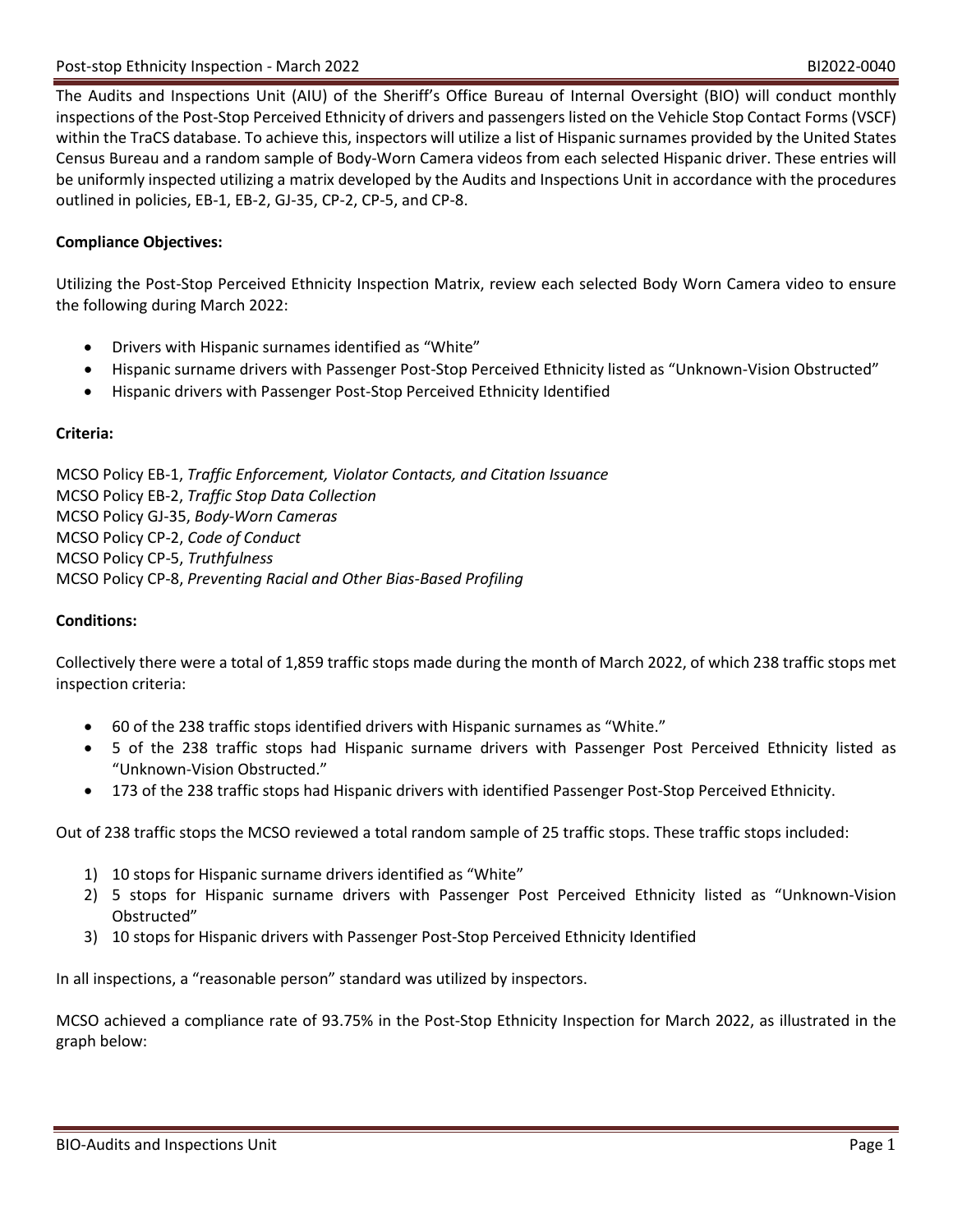The Audits and Inspections Unit (AIU) of the Sheriff's Office Bureau of Internal Oversight (BIO) will conduct monthly inspections of the Post-Stop Perceived Ethnicity of drivers and passengers listed on the Vehicle Stop Contact Forms (VSCF) within the TraCS database. To achieve this, inspectors will utilize a list of Hispanic surnames provided by the United States Census Bureau and a random sample of Body-Worn Camera videos from each selected Hispanic driver. These entries will be uniformly inspected utilizing a matrix developed by the Audits and Inspections Unit in accordance with the procedures outlined in policies, EB-1, EB-2, GJ-35, CP-2, CP-5, and CP-8.

**Compliance Objectives:**

Utilizing the Post-Stop Perceived Ethnicity Inspection Matrix, review each selected Body Worn Camera video to ensure the following during March 2022:

- Drivers with Hispanic surnames identified as "White"
- Hispanic surname drivers with Passenger Post-Stop Perceived Ethnicity listed as "Unknown-Vision Obstructed"
- Hispanic drivers with Passenger Post-Stop Perceived Ethnicity Identified

**Criteria:**

MCSO Policy EB-1, *Traffic Enforcement, Violator Contacts, and Citation Issuance*
MCSO Policy EB-2, *Traffic Stop Data Collection*
MCSO Policy GJ-35, *Body-Worn Cameras*
MCSO Policy CP-2, *Code of Conduct*
MCSO Policy CP-5, *Truthfulness*
MCSO Policy CP-8, *Preventing Racial and Other Bias-Based Profiling*

**Conditions:**

Collectively there were a total of 1,859 traffic stops made during the month of March 2022, of which 238 traffic stops met inspection criteria:

- 60 of the 238 traffic stops identified drivers with Hispanic surnames as "White."
- 5 of the 238 traffic stops had Hispanic surname drivers with Passenger Post Perceived Ethnicity listed as "Unknown-Vision Obstructed."
- 173 of the 238 traffic stops had Hispanic drivers with identified Passenger Post-Stop Perceived Ethnicity.

Out of 238 traffic stops the MCSO reviewed a total random sample of 25 traffic stops. These traffic stops included:

1) 10 stops for Hispanic surname drivers identified as "White"
2) 5 stops for Hispanic surname drivers with Passenger Post Perceived Ethnicity listed as "Unknown-Vision Obstructed"
3) 10 stops for Hispanic drivers with Passenger Post-Stop Perceived Ethnicity Identified

In all inspections, a "reasonable person" standard was utilized by inspectors.

MCSO achieved a compliance rate of 93.75% in the Post-Stop Ethnicity Inspection for March 2022, as illustrated in the graph below: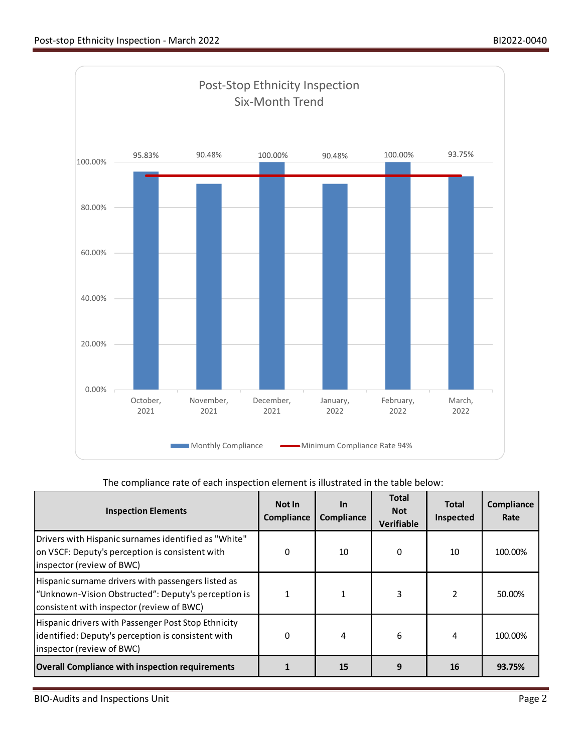**Post-Stop Ethnicity Inspection**
**Six-Month Trend**

| Month | Monthly Compliance | Minimum Compliance Rate 94% |
|---|---|---|
| October, 2021 | 95.83% | 94% |
| November, 2021 | 90.48% | 94% |
| December, 2021 | 100.00% | 94% |
| January, 2022 | 90.48% | 94% |
| February, 2022 | 100.00% | 94% |
| March, 2022 | 93.75% | 94% |

The compliance rate of each inspection element is illustrated in the table below:

| Inspection Elements | Not In Compliance | In Compliance | Total Not Verifiable | Total Inspected | Compliance Rate |
|---|---|---|---|---|---|
| Drivers with Hispanic surnames identified as "White" on VSCF: Deputy's perception is consistent with inspector (review of BWC) | 0 | 10 | 0 | 10 | 100.00% |
| Hispanic surname drivers with passengers listed as "Unknown-Vision Obstructed": Deputy's perception is consistent with inspector (review of BWC) | 1 | 1 | 3 | 2 | 50.00% |
| Hispanic drivers with Passenger Post Stop Ethnicity identified: Deputy's perception is consistent with inspector (review of BWC) | 0 | 4 | 6 | 4 | 100.00% |
| **Overall Compliance with inspection requirements** | **1** | **15** | **9** | **16** | **93.75%** |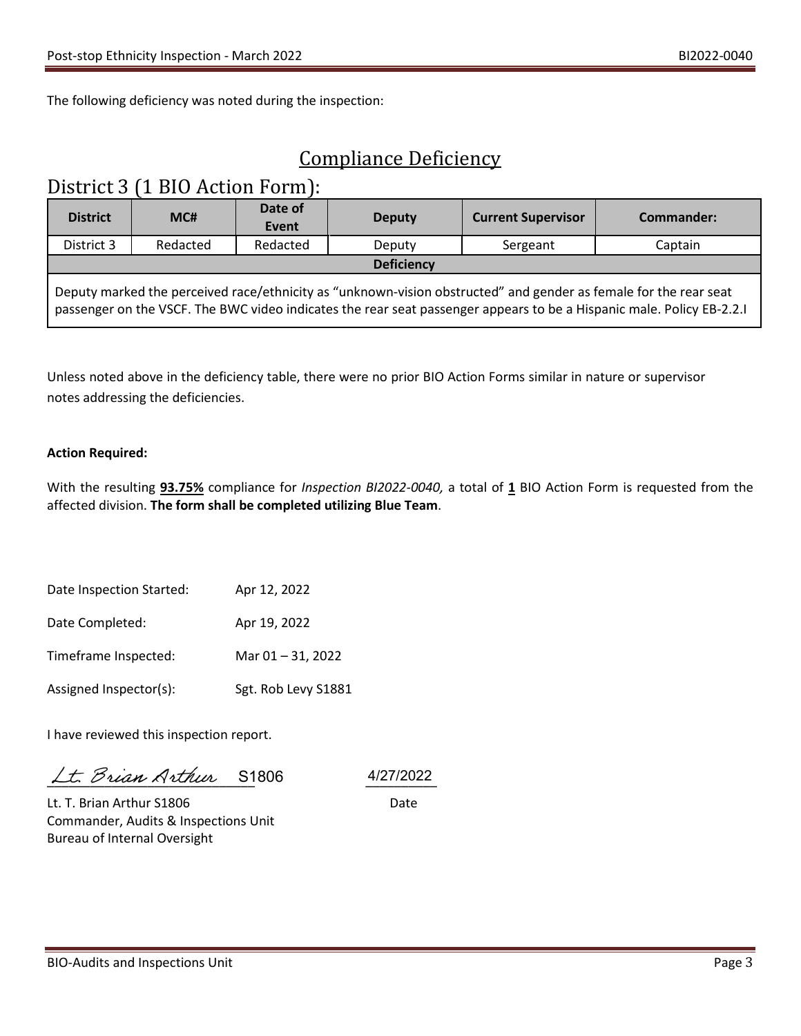The following deficiency was noted during the inspection:

## Compliance Deficiency

### District 3 (1 BIO Action Form):

| District | MC# | Date of Event | Deputy | Current Supervisor | Commander: |
|---|---|---|---|---|---|
| District 3 | Redacted | Redacted | Deputy | Sergeant | Captain |
| **Deficiency** | | | | | |
| Deputy marked the perceived race/ethnicity as "unknown-vision obstructed" and gender as female for the rear seat passenger on the VSCF. The BWC video indicates the rear seat passenger appears to be a Hispanic male. Policy EB-2.2.I | | | | | |

Unless noted above in the deficiency table, there were no prior BIO Action Forms similar in nature or supervisor notes addressing the deficiencies.

**Action Required:**

With the resulting **93.75%** compliance for *Inspection BI2022-0040,* a total of **1** BIO Action Form is requested from the affected division. **The form shall be completed utilizing Blue Team**.

Date Inspection Started: Apr 12, 2022

Date Completed: Apr 19, 2022

Timeframe Inspected: Mar 01 – 31, 2022

Assigned Inspector(s): Sgt. Rob Levy S1881

I have reviewed this inspection report.

Lt. Brian Arthur S1806 4/27/2022

Lt. T. Brian Arthur S1806
Commander, Audits & Inspections Unit
Bureau of Internal Oversight

Date